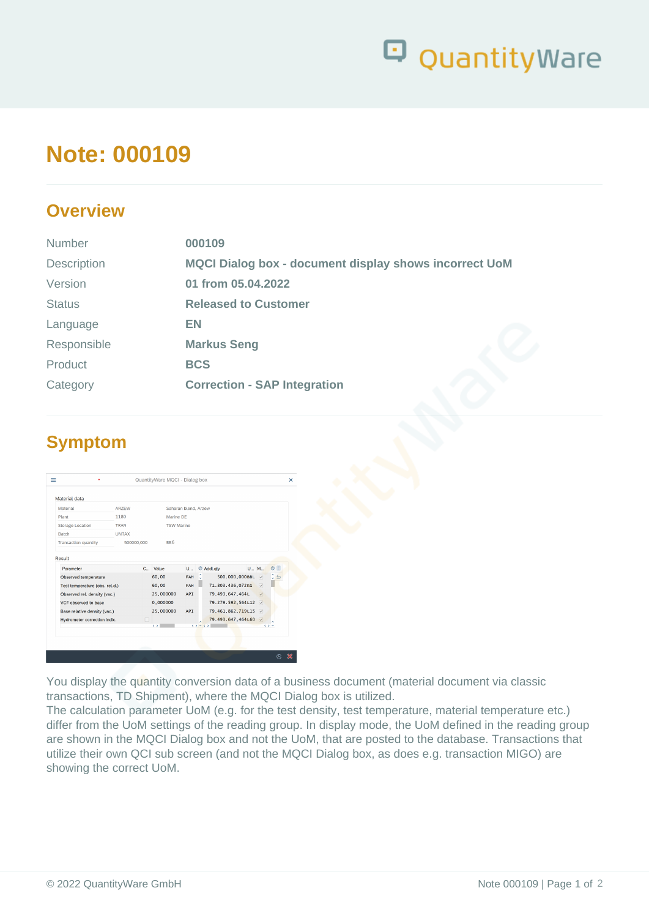# Note: 000109

## Overview

| | |
|---|---|
| Number | **000109** |
| Description | **MQCI Dialog box - document display shows incorrect UoM** |
| Version | **01 from 05.04.2022** |
| Status | **Released to Customer** |
| Language | **EN** |
| Responsible | **Markus Seng** |
| Product | **BCS** |
| Category | **Correction - SAP Integration** |

## Symptom

You display the quantity conversion data of a business document (material document via classic transactions, TD Shipment), where the MQCI Dialog box is utilized.
The calculation parameter UoM (e.g. for the test density, test temperature, material temperature etc.) differ from the UoM settings of the reading group. In display mode, the UoM defined in the reading group are shown in the MQCI Dialog box and not the UoM, that are posted to the database. Transactions that utilize their own QCI sub screen (and not the MQCI Dialog box, as does e.g. transaction MIGO) are showing the correct UoM.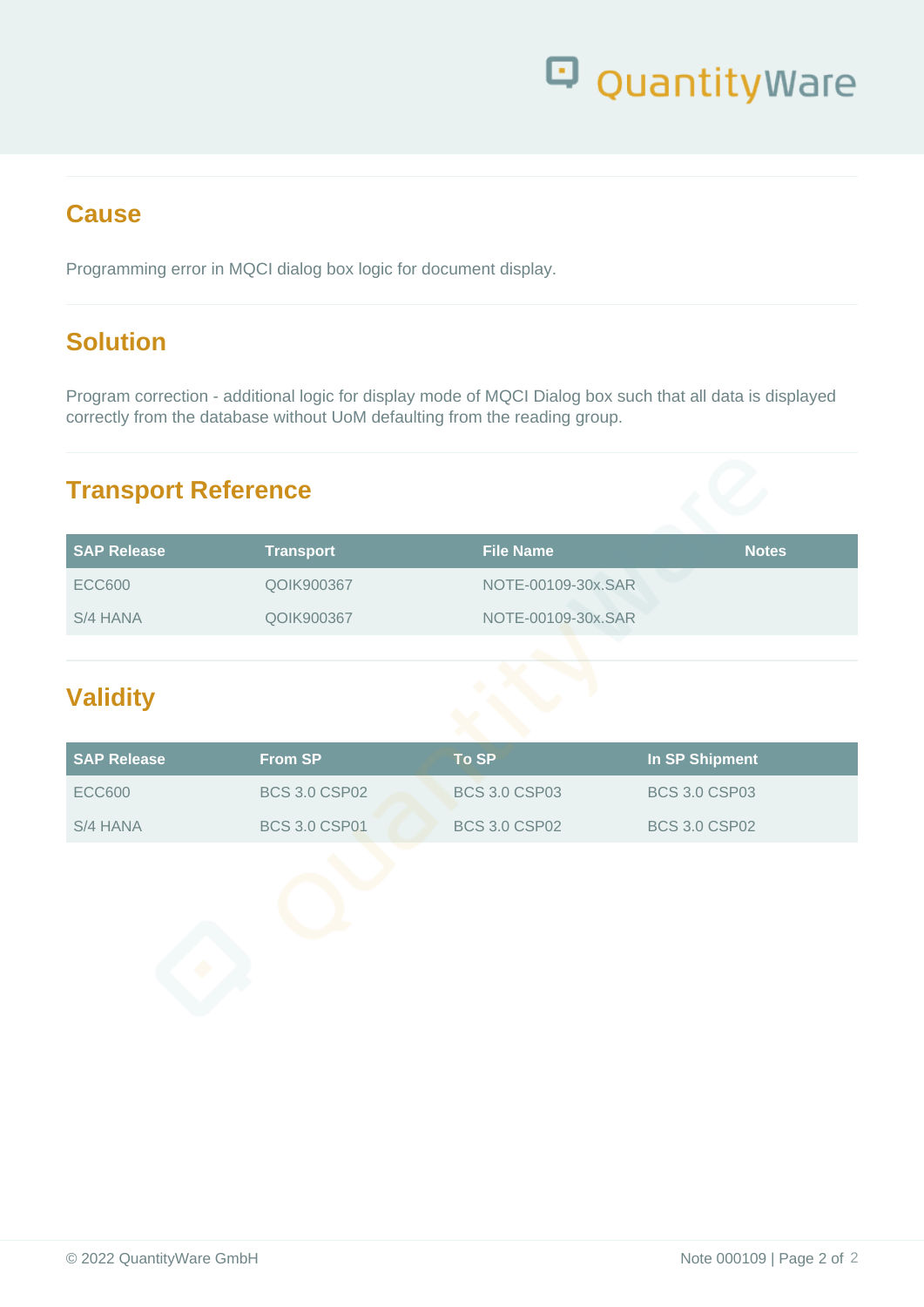## Cause

Programming error in MQCI dialog box logic for document display.

## Solution

Program correction - additional logic for display mode of MQCI Dialog box such that all data is displayed correctly from the database without UoM defaulting from the reading group.

## Transport Reference

| SAP Release | Transport | File Name | Notes |
|---|---|---|---|
| ECC600 | QOIK900367 | NOTE-00109-30x.SAR | |
| S/4 HANA | QOIK900367 | NOTE-00109-30x.SAR | |

## Validity

| SAP Release | From SP | To SP | In SP Shipment |
|---|---|---|---|
| ECC600 | BCS 3.0 CSP02 | BCS 3.0 CSP03 | BCS 3.0 CSP03 |
| S/4 HANA | BCS 3.0 CSP01 | BCS 3.0 CSP02 | BCS 3.0 CSP02 |